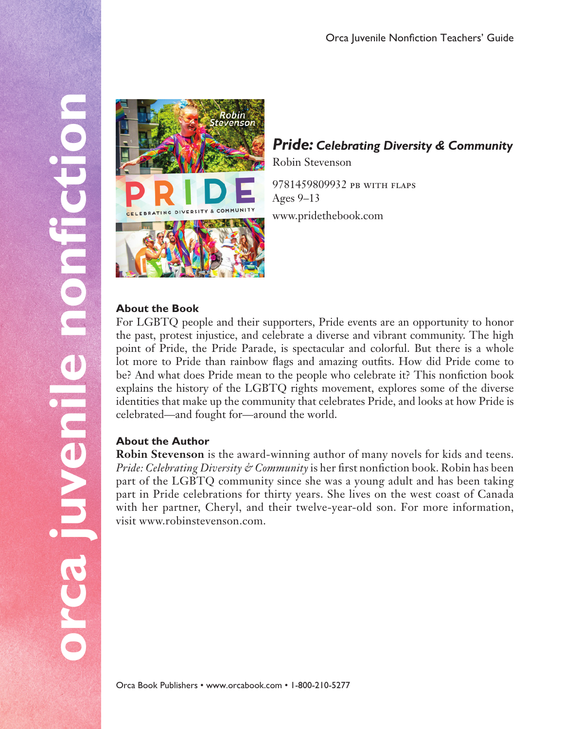# *Pride: Celebrating Diversity & Community*

Robin Stevenson

9781459809932 PB WITH FLAPS
Ages 9–13
www.pridethebook.com

## About the Book

For LGBTQ people and their supporters, Pride events are an opportunity to honor the past, protest injustice, and celebrate a diverse and vibrant community. The high point of Pride, the Pride Parade, is spectacular and colorful. But there is a whole lot more to Pride than rainbow flags and amazing outfits. How did Pride come to be? And what does Pride mean to the people who celebrate it? This nonfiction book explains the history of the LGBTQ rights movement, explores some of the diverse identities that make up the community that celebrates Pride, and looks at how Pride is celebrated—and fought for—around the world.

## About the Author

**Robin Stevenson** is the award-winning author of many novels for kids and teens. *Pride: Celebrating Diversity & Community* is her first nonfiction book. Robin has been part of the LGBTQ community since she was a young adult and has been taking part in Pride celebrations for thirty years. She lives on the west coast of Canada with her partner, Cheryl, and their twelve-year-old son. For more information, visit www.robinstevenson.com.

Orca Book Publishers • www.orcabook.com • 1-800-210-5277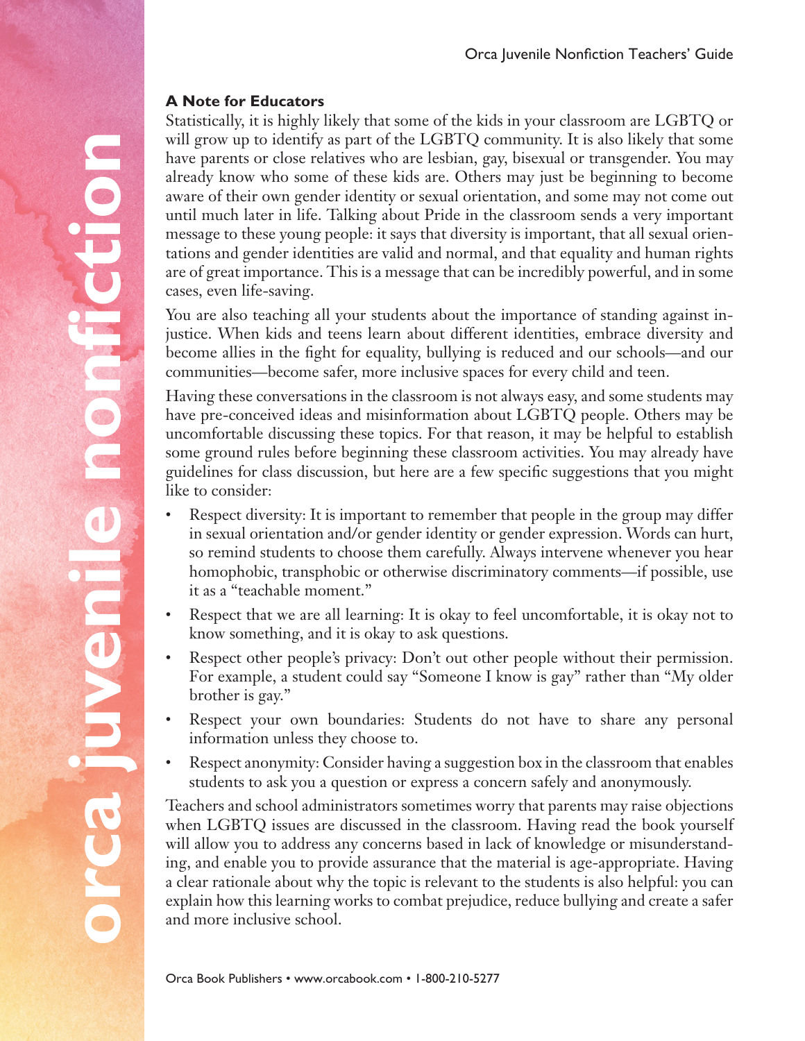### A Note for Educators

Statistically, it is highly likely that some of the kids in your classroom are LGBTQ or will grow up to identify as part of the LGBTQ community. It is also likely that some have parents or close relatives who are lesbian, gay, bisexual or transgender. You may already know who some of these kids are. Others may just be beginning to become aware of their own gender identity or sexual orientation, and some may not come out until much later in life. Talking about Pride in the classroom sends a very important message to these young people: it says that diversity is important, that all sexual orientations and gender identities are valid and normal, and that equality and human rights are of great importance. This is a message that can be incredibly powerful, and in some cases, even life-saving.

You are also teaching all your students about the importance of standing against injustice. When kids and teens learn about different identities, embrace diversity and become allies in the fight for equality, bullying is reduced and our schools—and our communities—become safer, more inclusive spaces for every child and teen.

Having these conversations in the classroom is not always easy, and some students may have pre-conceived ideas and misinformation about LGBTQ people. Others may be uncomfortable discussing these topics. For that reason, it may be helpful to establish some ground rules before beginning these classroom activities. You may already have guidelines for class discussion, but here are a few specific suggestions that you might like to consider:

- Respect diversity: It is important to remember that people in the group may differ in sexual orientation and/or gender identity or gender expression. Words can hurt, so remind students to choose them carefully. Always intervene whenever you hear homophobic, transphobic or otherwise discriminatory comments—if possible, use it as a "teachable moment."
- Respect that we are all learning: It is okay to feel uncomfortable, it is okay not to know something, and it is okay to ask questions.
- Respect other people's privacy: Don't out other people without their permission. For example, a student could say "Someone I know is gay" rather than "My older brother is gay."
- Respect your own boundaries: Students do not have to share any personal information unless they choose to.
- Respect anonymity: Consider having a suggestion box in the classroom that enables students to ask you a question or express a concern safely and anonymously.

Teachers and school administrators sometimes worry that parents may raise objections when LGBTQ issues are discussed in the classroom. Having read the book yourself will allow you to address any concerns based in lack of knowledge or misunderstanding, and enable you to provide assurance that the material is age-appropriate. Having a clear rationale about why the topic is relevant to the students is also helpful: you can explain how this learning works to combat prejudice, reduce bullying and create a safer and more inclusive school.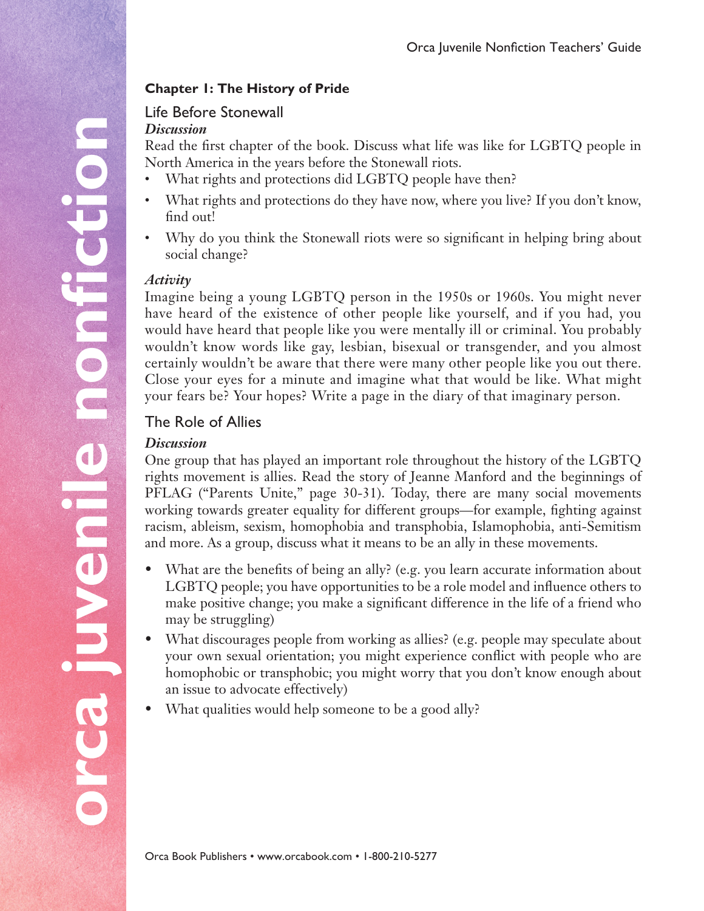## Chapter 1: The History of Pride

### Life Before Stonewall

***Discussion***

Read the first chapter of the book. Discuss what life was like for LGBTQ people in North America in the years before the Stonewall riots.

- What rights and protections did LGBTQ people have then?
- What rights and protections do they have now, where you live? If you don't know, find out!
- Why do you think the Stonewall riots were so significant in helping bring about social change?

***Activity***

Imagine being a young LGBTQ person in the 1950s or 1960s. You might never have heard of the existence of other people like yourself, and if you had, you would have heard that people like you were mentally ill or criminal. You probably wouldn't know words like gay, lesbian, bisexual or transgender, and you almost certainly wouldn't be aware that there were many other people like you out there. Close your eyes for a minute and imagine what that would be like. What might your fears be? Your hopes? Write a page in the diary of that imaginary person.

### The Role of Allies

***Discussion***

One group that has played an important role throughout the history of the LGBTQ rights movement is allies. Read the story of Jeanne Manford and the beginnings of PFLAG ("Parents Unite," page 30-31). Today, there are many social movements working towards greater equality for different groups—for example, fighting against racism, ableism, sexism, homophobia and transphobia, Islamophobia, anti-Semitism and more. As a group, discuss what it means to be an ally in these movements.

- What are the benefits of being an ally? (e.g. you learn accurate information about LGBTQ people; you have opportunities to be a role model and influence others to make positive change; you make a significant difference in the life of a friend who may be struggling)
- What discourages people from working as allies? (e.g. people may speculate about your own sexual orientation; you might experience conflict with people who are homophobic or transphobic; you might worry that you don't know enough about an issue to advocate effectively)
- What qualities would help someone to be a good ally?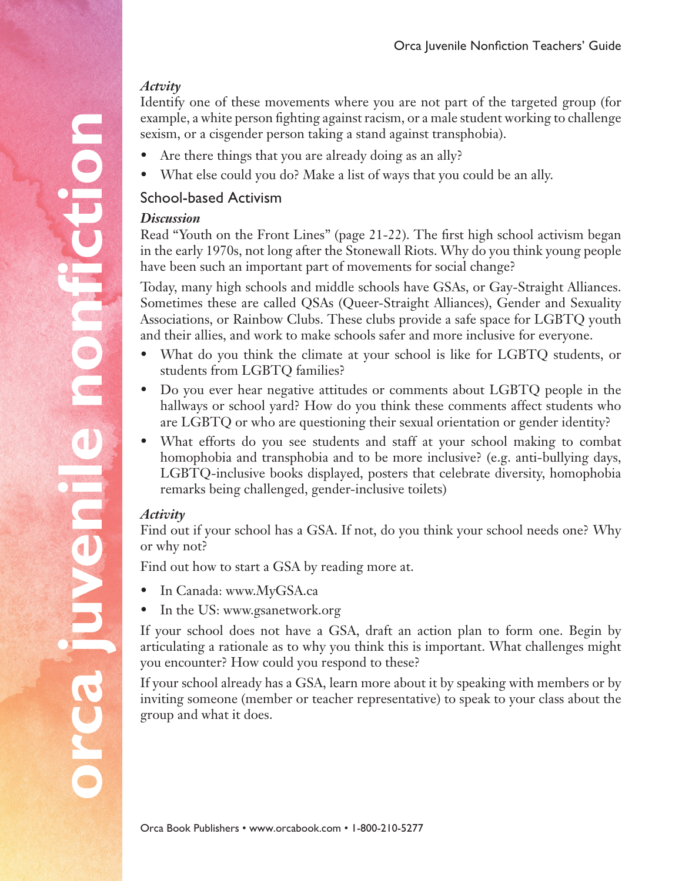*Actvity*

Identify one of these movements where you are not part of the targeted group (for example, a white person fighting against racism, or a male student working to challenge sexism, or a cisgender person taking a stand against transphobia).

- Are there things that you are already doing as an ally?
- What else could you do? Make a list of ways that you could be an ally.

## School-based Activism

*Discussion*

Read "Youth on the Front Lines" (page 21-22). The first high school activism began in the early 1970s, not long after the Stonewall Riots. Why do you think young people have been such an important part of movements for social change?

Today, many high schools and middle schools have GSAs, or Gay-Straight Alliances. Sometimes these are called QSAs (Queer-Straight Alliances), Gender and Sexuality Associations, or Rainbow Clubs. These clubs provide a safe space for LGBTQ youth and their allies, and work to make schools safer and more inclusive for everyone.

- What do you think the climate at your school is like for LGBTQ students, or students from LGBTQ families?
- Do you ever hear negative attitudes or comments about LGBTQ people in the hallways or school yard? How do you think these comments affect students who are LGBTQ or who are questioning their sexual orientation or gender identity?
- What efforts do you see students and staff at your school making to combat homophobia and transphobia and to be more inclusive? (e.g. anti-bullying days, LGBTQ-inclusive books displayed, posters that celebrate diversity, homophobia remarks being challenged, gender-inclusive toilets)

*Activity*

Find out if your school has a GSA. If not, do you think your school needs one? Why or why not?

Find out how to start a GSA by reading more at.

- In Canada: www.MyGSA.ca
- In the US: www.gsanetwork.org

If your school does not have a GSA, draft an action plan to form one. Begin by articulating a rationale as to why you think this is important. What challenges might you encounter? How could you respond to these?

If your school already has a GSA, learn more about it by speaking with members or by inviting someone (member or teacher representative) to speak to your class about the group and what it does.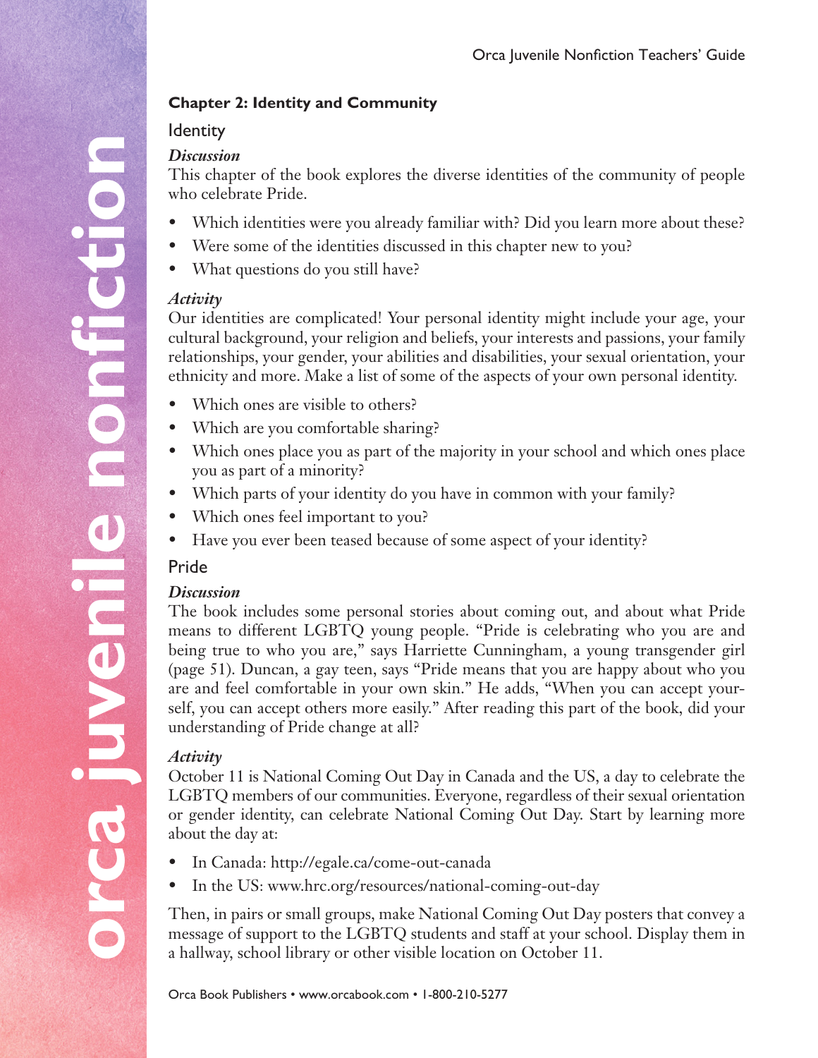## Chapter 2: Identity and Community

### Identity

***Discussion***

This chapter of the book explores the diverse identities of the community of people who celebrate Pride.

- Which identities were you already familiar with? Did you learn more about these?
- Were some of the identities discussed in this chapter new to you?
- What questions do you still have?

***Activity***

Our identities are complicated! Your personal identity might include your age, your cultural background, your religion and beliefs, your interests and passions, your family relationships, your gender, your abilities and disabilities, your sexual orientation, your ethnicity and more. Make a list of some of the aspects of your own personal identity.

- Which ones are visible to others?
- Which are you comfortable sharing?
- Which ones place you as part of the majority in your school and which ones place you as part of a minority?
- Which parts of your identity do you have in common with your family?
- Which ones feel important to you?
- Have you ever been teased because of some aspect of your identity?

### Pride

***Discussion***

The book includes some personal stories about coming out, and about what Pride means to different LGBTQ young people. "Pride is celebrating who you are and being true to who you are," says Harriette Cunningham, a young transgender girl (page 51). Duncan, a gay teen, says "Pride means that you are happy about who you are and feel comfortable in your own skin." He adds, "When you can accept yourself, you can accept others more easily." After reading this part of the book, did your understanding of Pride change at all?

***Activity***

October 11 is National Coming Out Day in Canada and the US, a day to celebrate the LGBTQ members of our communities. Everyone, regardless of their sexual orientation or gender identity, can celebrate National Coming Out Day. Start by learning more about the day at:

- In Canada: http://egale.ca/come-out-canada
- In the US: www.hrc.org/resources/national-coming-out-day

Then, in pairs or small groups, make National Coming Out Day posters that convey a message of support to the LGBTQ students and staff at your school. Display them in a hallway, school library or other visible location on October 11.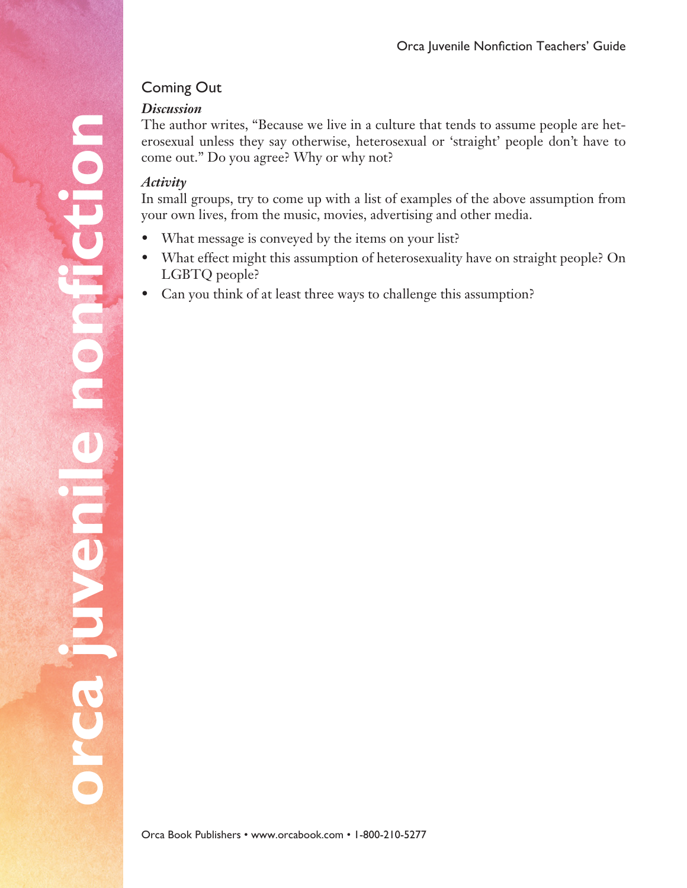## Coming Out

### *Discussion*

The author writes, "Because we live in a culture that tends to assume people are heterosexual unless they say otherwise, heterosexual or 'straight' people don't have to come out." Do you agree? Why or why not?

### *Activity*

In small groups, try to come up with a list of examples of the above assumption from your own lives, from the music, movies, advertising and other media.

- What message is conveyed by the items on your list?
- What effect might this assumption of heterosexuality have on straight people? On LGBTQ people?
- Can you think of at least three ways to challenge this assumption?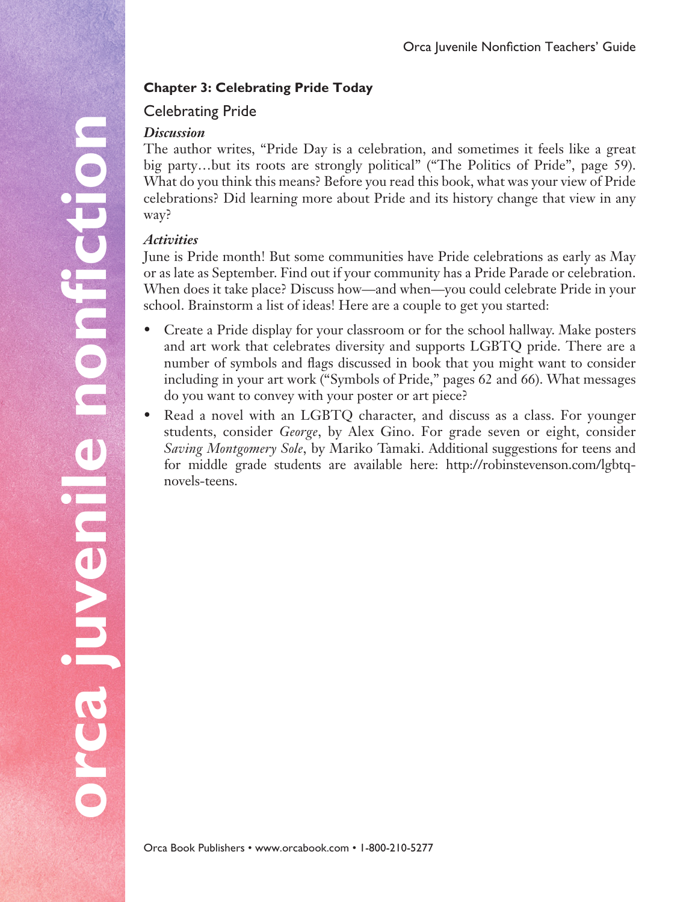## Chapter 3: Celebrating Pride Today

### Celebrating Pride

***Discussion***

The author writes, "Pride Day is a celebration, and sometimes it feels like a great big party…but its roots are strongly political" ("The Politics of Pride", page 59). What do you think this means? Before you read this book, what was your view of Pride celebrations? Did learning more about Pride and its history change that view in any way?

***Activities***

June is Pride month! But some communities have Pride celebrations as early as May or as late as September. Find out if your community has a Pride Parade or celebration. When does it take place? Discuss how—and when—you could celebrate Pride in your school. Brainstorm a list of ideas! Here are a couple to get you started:

- Create a Pride display for your classroom or for the school hallway. Make posters and art work that celebrates diversity and supports LGBTQ pride. There are a number of symbols and flags discussed in book that you might want to consider including in your art work ("Symbols of Pride," pages 62 and 66). What messages do you want to convey with your poster or art piece?
- Read a novel with an LGBTQ character, and discuss as a class. For younger students, consider *George*, by Alex Gino. For grade seven or eight, consider *Saving Montgomery Sole*, by Mariko Tamaki. Additional suggestions for teens and for middle grade students are available here: http://robinstevenson.com/lgbtq-novels-teens.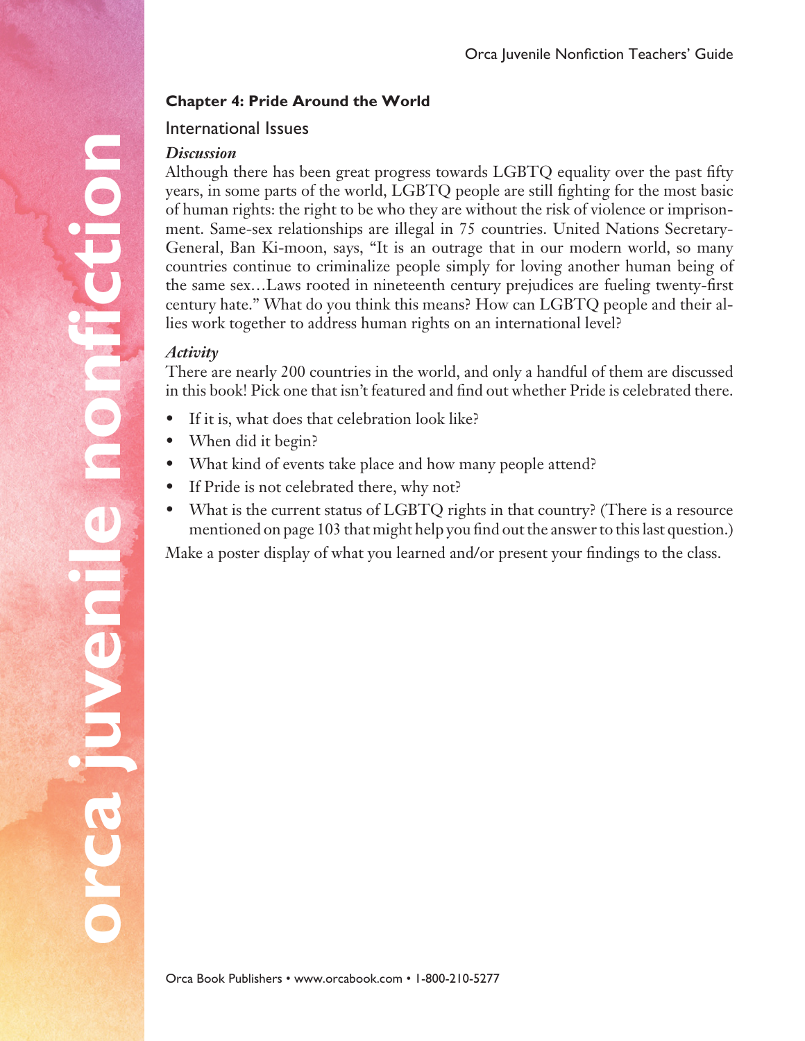## Chapter 4: Pride Around the World

### International Issues

***Discussion***

Although there has been great progress towards LGBTQ equality over the past fifty years, in some parts of the world, LGBTQ people are still fighting for the most basic of human rights: the right to be who they are without the risk of violence or imprisonment. Same-sex relationships are illegal in 75 countries. United Nations Secretary-General, Ban Ki-moon, says, "It is an outrage that in our modern world, so many countries continue to criminalize people simply for loving another human being of the same sex…Laws rooted in nineteenth century prejudices are fueling twenty-first century hate." What do you think this means? How can LGBTQ people and their allies work together to address human rights on an international level?

***Activity***

There are nearly 200 countries in the world, and only a handful of them are discussed in this book! Pick one that isn't featured and find out whether Pride is celebrated there.

- If it is, what does that celebration look like?
- When did it begin?
- What kind of events take place and how many people attend?
- If Pride is not celebrated there, why not?
- What is the current status of LGBTQ rights in that country? (There is a resource mentioned on page 103 that might help you find out the answer to this last question.)

Make a poster display of what you learned and/or present your findings to the class.